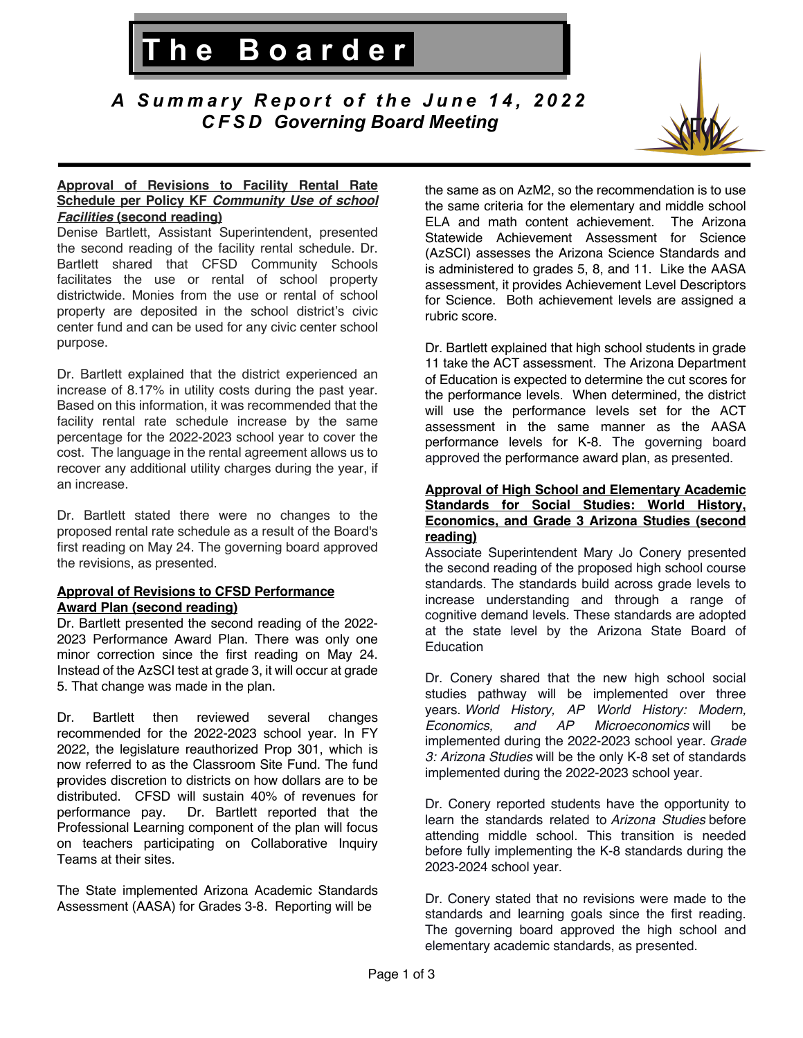# The Boarder

## *A Summary Report of the June 14, 2022 CFSD Governing Board Meeting*

### Approval of Revisions to Facility Rental Rate Schedule per Policy KF *Community Use of school Facilities* (second reading)

Denise Bartlett, Assistant Superintendent, presented the second reading of the facility rental schedule. Dr. Bartlett shared that CFSD Community Schools facilitates the use or rental of school property districtwide. Monies from the use or rental of school property are deposited in the school district's civic center fund and can be used for any civic center school purpose.

Dr. Bartlett explained that the district experienced an increase of 8.17% in utility costs during the past year. Based on this information, it was recommended that the facility rental rate schedule increase by the same percentage for the 2022-2023 school year to cover the cost. The language in the rental agreement allows us to recover any additional utility charges during the year, if an increase.

Dr. Bartlett stated there were no changes to the proposed rental rate schedule as a result of the Board's first reading on May 24. The governing board approved the revisions, as presented.

### Approval of Revisions to CFSD Performance Award Plan (second reading)

Dr. Bartlett presented the second reading of the 2022-2023 Performance Award Plan. There was only one minor correction since the first reading on May 24. Instead of the AzSCI test at grade 3, it will occur at grade 5. That change was made in the plan.

Dr. Bartlett then reviewed several changes recommended for the 2022-2023 school year. In FY 2022, the legislature reauthorized Prop 301, which is now referred to as the Classroom Site Fund. The fund provides discretion to districts on how dollars are to be distributed. CFSD will sustain 40% of revenues for performance pay. Dr. Bartlett reported that the Professional Learning component of the plan will focus on teachers participating on Collaborative Inquiry Teams at their sites.

The State implemented Arizona Academic Standards Assessment (AASA) for Grades 3-8. Reporting will be the same as on AzM2, so the recommendation is to use the same criteria for the elementary and middle school ELA and math content achievement. The Arizona Statewide Achievement Assessment for Science (AzSCI) assesses the Arizona Science Standards and is administered to grades 5, 8, and 11. Like the AASA assessment, it provides Achievement Level Descriptors for Science. Both achievement levels are assigned a rubric score.

Dr. Bartlett explained that high school students in grade 11 take the ACT assessment. The Arizona Department of Education is expected to determine the cut scores for the performance levels. When determined, the district will use the performance levels set for the ACT assessment in the same manner as the AASA performance levels for K-8. The governing board approved the performance award plan, as presented.

### Approval of High School and Elementary Academic Standards for Social Studies: World History, Economics, and Grade 3 Arizona Studies (second reading)

Associate Superintendent Mary Jo Conery presented the second reading of the proposed high school course standards. The standards build across grade levels to increase understanding and through a range of cognitive demand levels. These standards are adopted at the state level by the Arizona State Board of Education

Dr. Conery shared that the new high school social studies pathway will be implemented over three years. *World History, AP World History: Modern, Economics, and AP Microeconomics* will be implemented during the 2022-2023 school year. *Grade 3: Arizona Studies* will be the only K-8 set of standards implemented during the 2022-2023 school year.

Dr. Conery reported students have the opportunity to learn the standards related to *Arizona Studies* before attending middle school. This transition is needed before fully implementing the K-8 standards during the 2023-2024 school year.

Dr. Conery stated that no revisions were made to the standards and learning goals since the first reading. The governing board approved the high school and elementary academic standards, as presented.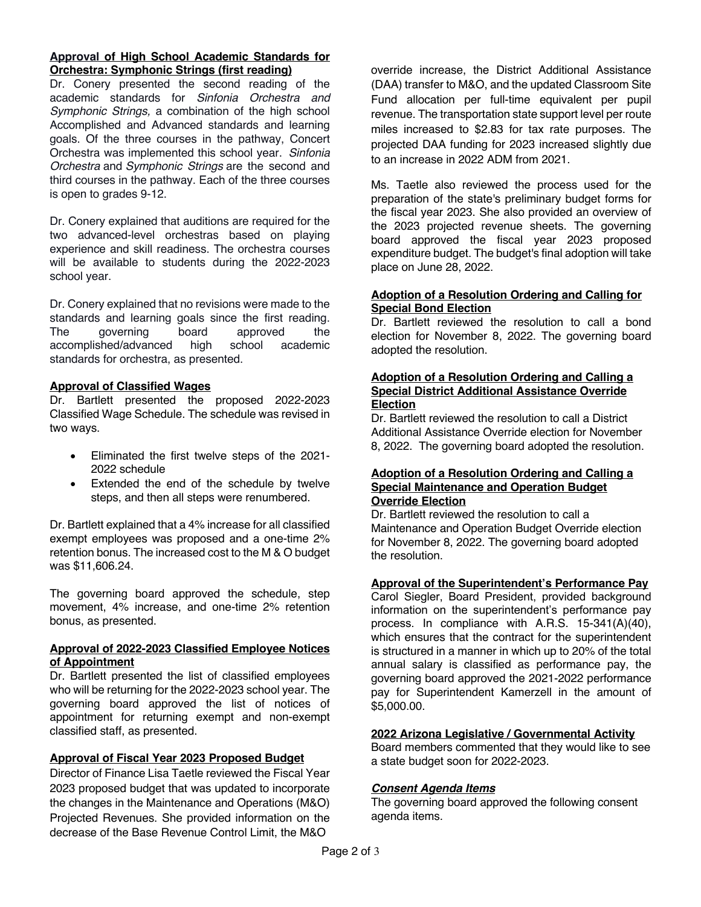**Approval of High School Academic Standards for Orchestra: Symphonic Strings (first reading)**

Dr. Conery presented the second reading of the academic standards for *Sinfonia Orchestra and Symphonic Strings,* a combination of the high school Accomplished and Advanced standards and learning goals. Of the three courses in the pathway, Concert Orchestra was implemented this school year. *Sinfonia Orchestra* and *Symphonic Strings* are the second and third courses in the pathway. Each of the three courses is open to grades 9-12.

Dr. Conery explained that auditions are required for the two advanced-level orchestras based on playing experience and skill readiness. The orchestra courses will be available to students during the 2022-2023 school year.

Dr. Conery explained that no revisions were made to the standards and learning goals since the first reading. The governing board approved the accomplished/advanced high school academic standards for orchestra, as presented.

**Approval of Classified Wages**

Dr. Bartlett presented the proposed 2022-2023 Classified Wage Schedule. The schedule was revised in two ways.

- Eliminated the first twelve steps of the 2021-2022 schedule
- Extended the end of the schedule by twelve steps, and then all steps were renumbered.

Dr. Bartlett explained that a 4% increase for all classified exempt employees was proposed and a one-time 2% retention bonus. The increased cost to the M & O budget was $11,606.24.

The governing board approved the schedule, step movement, 4% increase, and one-time 2% retention bonus, as presented.

**Approval of 2022-2023 Classified Employee Notices of Appointment**

Dr. Bartlett presented the list of classified employees who will be returning for the 2022-2023 school year. The governing board approved the list of notices of appointment for returning exempt and non-exempt classified staff, as presented.

**Approval of Fiscal Year 2023 Proposed Budget**

Director of Finance Lisa Taetle reviewed the Fiscal Year 2023 proposed budget that was updated to incorporate the changes in the Maintenance and Operations (M&O) Projected Revenues. She provided information on the decrease of the Base Revenue Control Limit, the M&O override increase, the District Additional Assistance (DAA) transfer to M&O, and the updated Classroom Site Fund allocation per full-time equivalent per pupil revenue. The transportation state support level per route miles increased to $2.83 for tax rate purposes. The projected DAA funding for 2023 increased slightly due to an increase in 2022 ADM from 2021.

Ms. Taetle also reviewed the process used for the preparation of the state's preliminary budget forms for the fiscal year 2023. She also provided an overview of the 2023 projected revenue sheets. The governing board approved the fiscal year 2023 proposed expenditure budget. The budget's final adoption will take place on June 28, 2022.

**Adoption of a Resolution Ordering and Calling for Special Bond Election**

Dr. Bartlett reviewed the resolution to call a bond election for November 8, 2022. The governing board adopted the resolution.

**Adoption of a Resolution Ordering and Calling a Special District Additional Assistance Override Election**

Dr. Bartlett reviewed the resolution to call a District Additional Assistance Override election for November 8, 2022. The governing board adopted the resolution.

**Adoption of a Resolution Ordering and Calling a Special Maintenance and Operation Budget Override Election**

Dr. Bartlett reviewed the resolution to call a Maintenance and Operation Budget Override election for November 8, 2022. The governing board adopted the resolution.

**Approval of the Superintendent's Performance Pay**

Carol Siegler, Board President, provided background information on the superintendent's performance pay process. In compliance with A.R.S. 15-341(A)(40), which ensures that the contract for the superintendent is structured in a manner in which up to 20% of the total annual salary is classified as performance pay, the governing board approved the 2021-2022 performance pay for Superintendent Kamerzell in the amount of $5,000.00.

**2022 Arizona Legislative / Governmental Activity**

Board members commented that they would like to see a state budget soon for 2022-2023.

***Consent Agenda Items***

The governing board approved the following consent agenda items.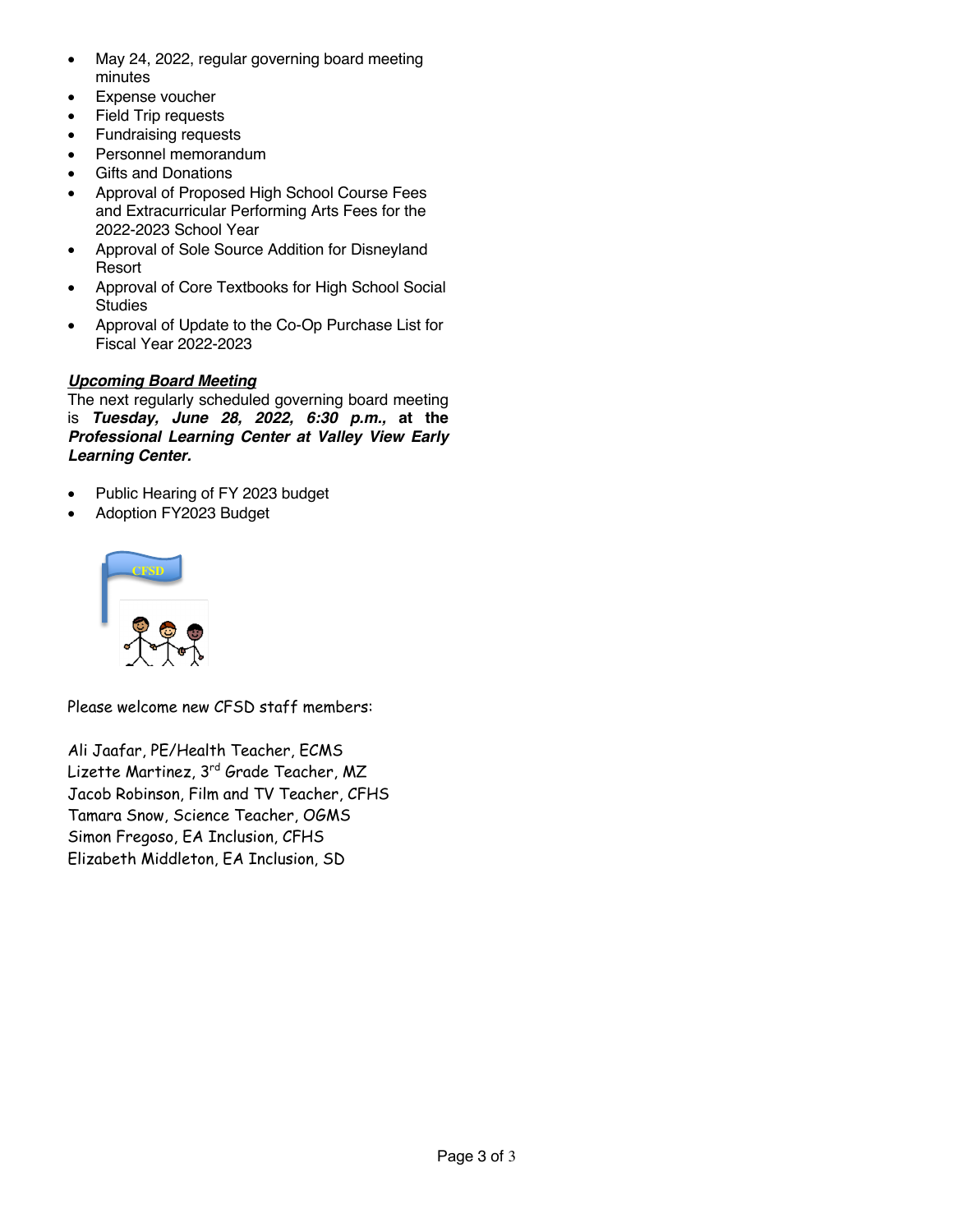- May 24, 2022, regular governing board meeting minutes
- Expense voucher
- Field Trip requests
- Fundraising requests
- Personnel memorandum
- Gifts and Donations
- Approval of Proposed High School Course Fees and Extracurricular Performing Arts Fees for the 2022-2023 School Year
- Approval of Sole Source Addition for Disneyland Resort
- Approval of Core Textbooks for High School Social Studies
- Approval of Update to the Co-Op Purchase List for Fiscal Year 2022-2023

***Upcoming Board Meeting***

The next regularly scheduled governing board meeting is ***Tuesday, June 28, 2022, 6:30 p.m.,*** **at the** ***Professional Learning Center at Valley View Early Learning Center.***

- Public Hearing of FY 2023 budget
- Adoption FY2023 Budget

CFSD

Please welcome new CFSD staff members:

Ali Jaafar, PE/Health Teacher, ECMS
Lizette Martinez, 3rd Grade Teacher, MZ
Jacob Robinson, Film and TV Teacher, CFHS
Tamara Snow, Science Teacher, OGMS
Simon Fregoso, EA Inclusion, CFHS
Elizabeth Middleton, EA Inclusion, SD